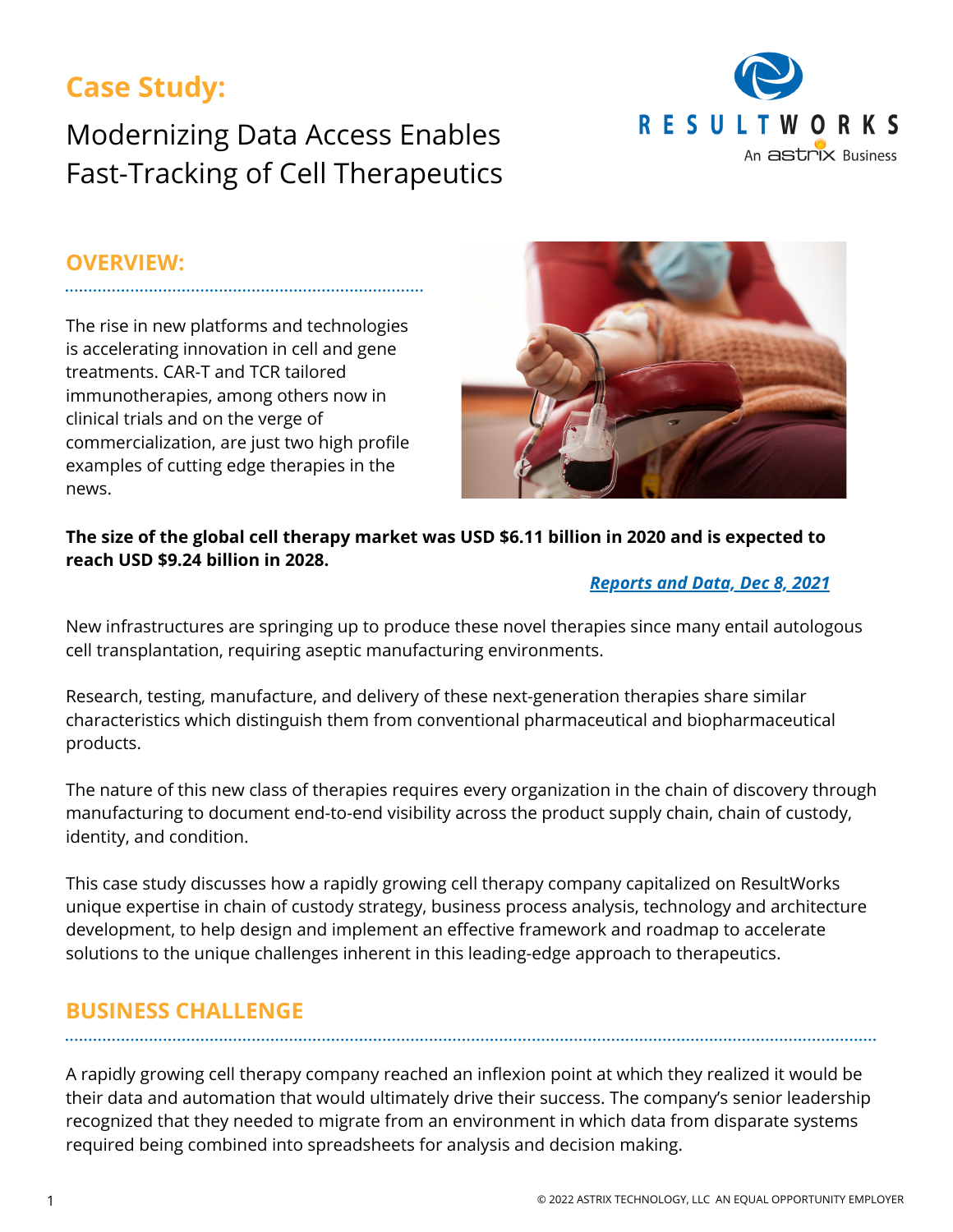# Case Study:

## Modernizing Data Access Enables Fast-Tracking of Cell Therapeutics

RESULTWORKS
An astrix Business

## OVERVIEW:

The rise in new platforms and technologies is accelerating innovation in cell and gene treatments. CAR-T and TCR tailored immunotherapies, among others now in clinical trials and on the verge of commercialization, are just two high profile examples of cutting edge therapies in the news.

**The size of the global cell therapy market was USD $6.11 billion in 2020 and is expected to reach USD $9.24 billion in 2028.**

*Reports and Data, Dec 8, 2021*

New infrastructures are springing up to produce these novel therapies since many entail autologous cell transplantation, requiring aseptic manufacturing environments.

Research, testing, manufacture, and delivery of these next-generation therapies share similar characteristics which distinguish them from conventional pharmaceutical and biopharmaceutical products.

The nature of this new class of therapies requires every organization in the chain of discovery through manufacturing to document end-to-end visibility across the product supply chain, chain of custody, identity, and condition.

This case study discusses how a rapidly growing cell therapy company capitalized on ResultWorks unique expertise in chain of custody strategy, business process analysis, technology and architecture development, to help design and implement an effective framework and roadmap to accelerate solutions to the unique challenges inherent in this leading-edge approach to therapeutics.

## BUSINESS CHALLENGE

A rapidly growing cell therapy company reached an inflexion point at which they realized it would be their data and automation that would ultimately drive their success. The company's senior leadership recognized that they needed to migrate from an environment in which data from disparate systems required being combined into spreadsheets for analysis and decision making.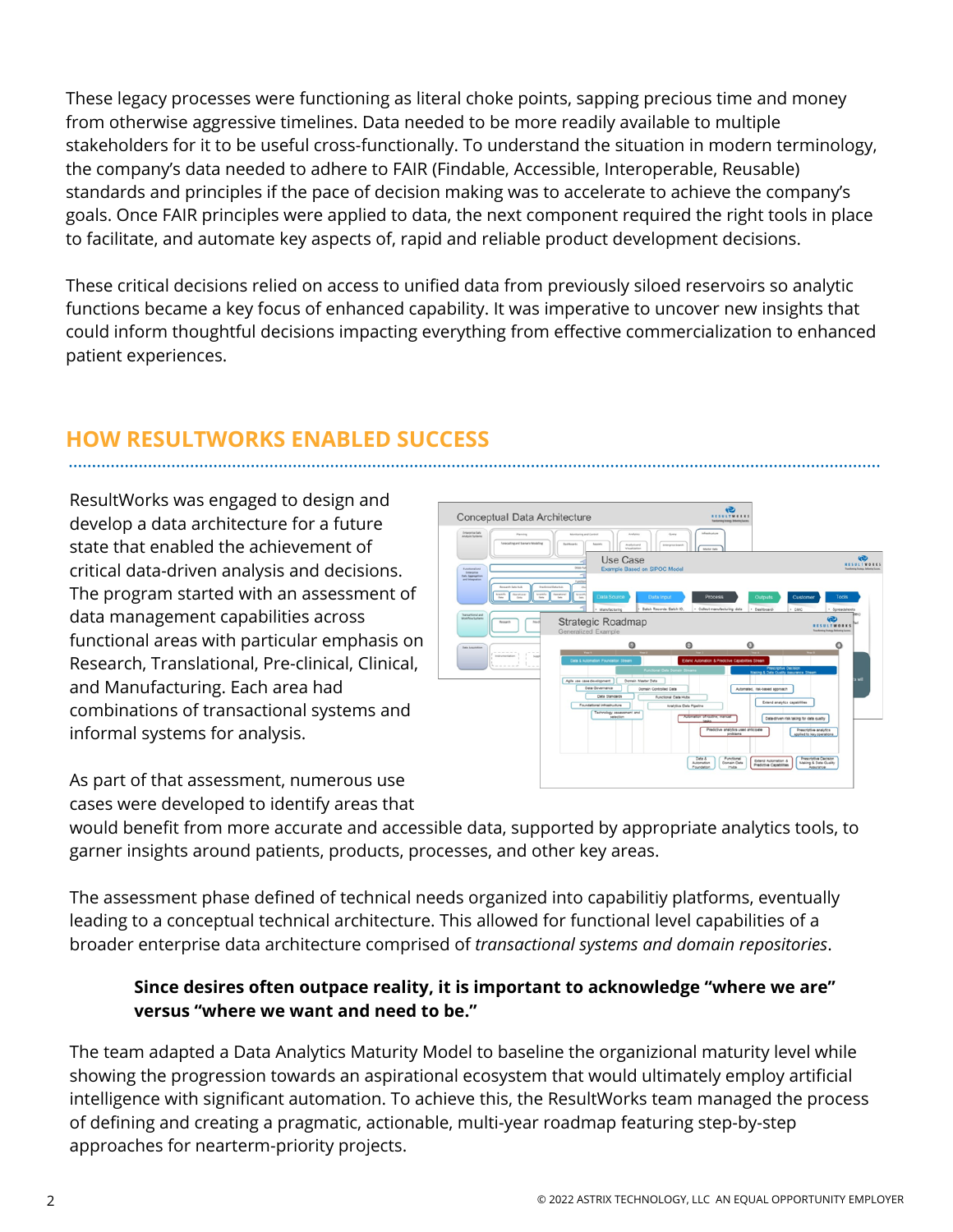These legacy processes were functioning as literal choke points, sapping precious time and money from otherwise aggressive timelines. Data needed to be more readily available to multiple stakeholders for it to be useful cross-functionally. To understand the situation in modern terminology, the company's data needed to adhere to FAIR (Findable, Accessible, Interoperable, Reusable) standards and principles if the pace of decision making was to accelerate to achieve the company's goals. Once FAIR principles were applied to data, the next component required the right tools in place to facilitate, and automate key aspects of, rapid and reliable product development decisions.

These critical decisions relied on access to unified data from previously siloed reservoirs so analytic functions became a key focus of enhanced capability. It was imperative to uncover new insights that could inform thoughtful decisions impacting everything from effective commercialization to enhanced patient experiences.

## HOW RESULTWORKS ENABLED SUCCESS

ResultWorks was engaged to design and develop a data architecture for a future state that enabled the achievement of critical data-driven analysis and decisions. The program started with an assessment of data management capabilities across functional areas with particular emphasis on Research, Translational, Pre-clinical, Clinical, and Manufacturing. Each area had combinations of transactional systems and informal systems for analysis.

As part of that assessment, numerous use cases were developed to identify areas that would benefit from more accurate and accessible data, supported by appropriate analytics tools, to garner insights around patients, products, processes, and other key areas.

The assessment phase defined of technical needs organized into capabilitiy platforms, eventually leading to a conceptual technical architecture. This allowed for functional level capabilities of a broader enterprise data architecture comprised of *transactional systems and domain repositories*.

> **Since desires often outpace reality, it is important to acknowledge "where we are" versus "where we want and need to be."**

The team adapted a Data Analytics Maturity Model to baseline the organizional maturity level while showing the progression towards an aspirational ecosystem that would ultimately employ artificial intelligence with significant automation. To achieve this, the ResultWorks team managed the process of defining and creating a pragmatic, actionable, multi-year roadmap featuring step-by-step approaches for nearterm-priority projects.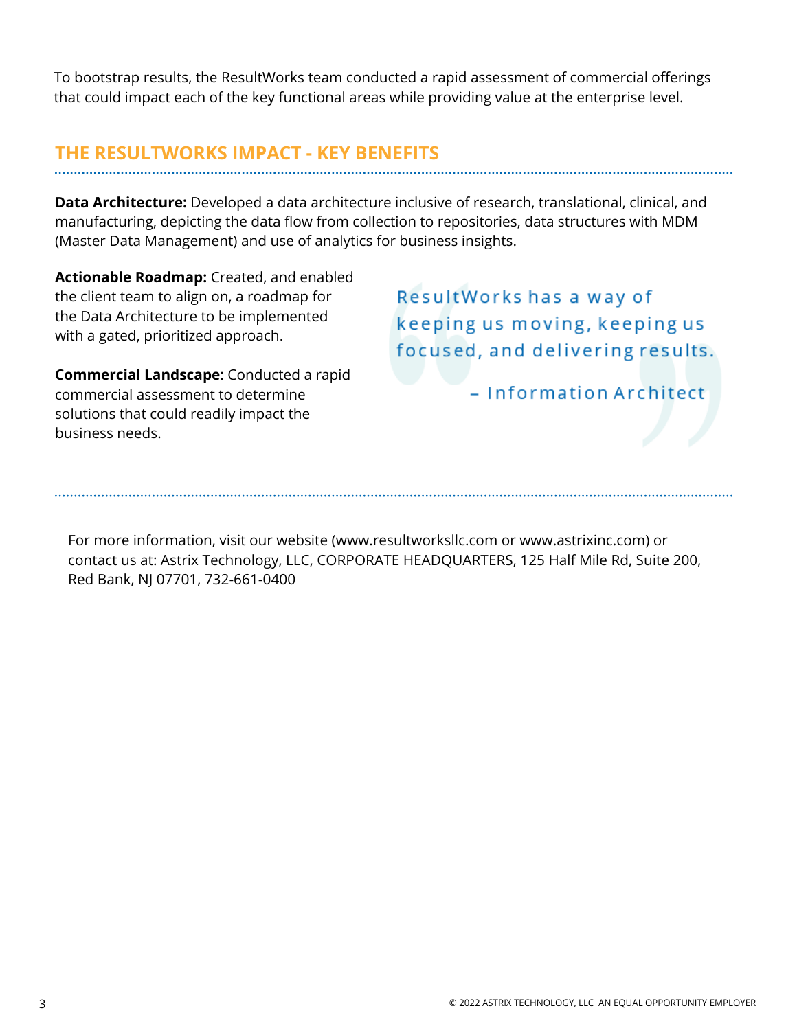To bootstrap results, the ResultWorks team conducted a rapid assessment of commercial offerings that could impact each of the key functional areas while providing value at the enterprise level.

## THE RESULTWORKS IMPACT - KEY BENEFITS

**Data Architecture:** Developed a data architecture inclusive of research, translational, clinical, and manufacturing, depicting the data flow from collection to repositories, data structures with MDM (Master Data Management) and use of analytics for business insights.

**Actionable Roadmap:** Created, and enabled the client team to align on, a roadmap for the Data Architecture to be implemented with a gated, prioritized approach.

**Commercial Landscape**: Conducted a rapid commercial assessment to determine solutions that could readily impact the business needs.

> ResultWorks has a way of keeping us moving, keeping us focused, and delivering results.
>
> – Information Architect

For more information, visit our website (www.resultworksllc.com or www.astrixinc.com) or contact us at: Astrix Technology, LLC, CORPORATE HEADQUARTERS, 125 Half Mile Rd, Suite 200, Red Bank, NJ 07701, 732-661-0400

© 2022 ASTRIX TECHNOLOGY, LLC AN EQUAL OPPORTUNITY EMPLOYER